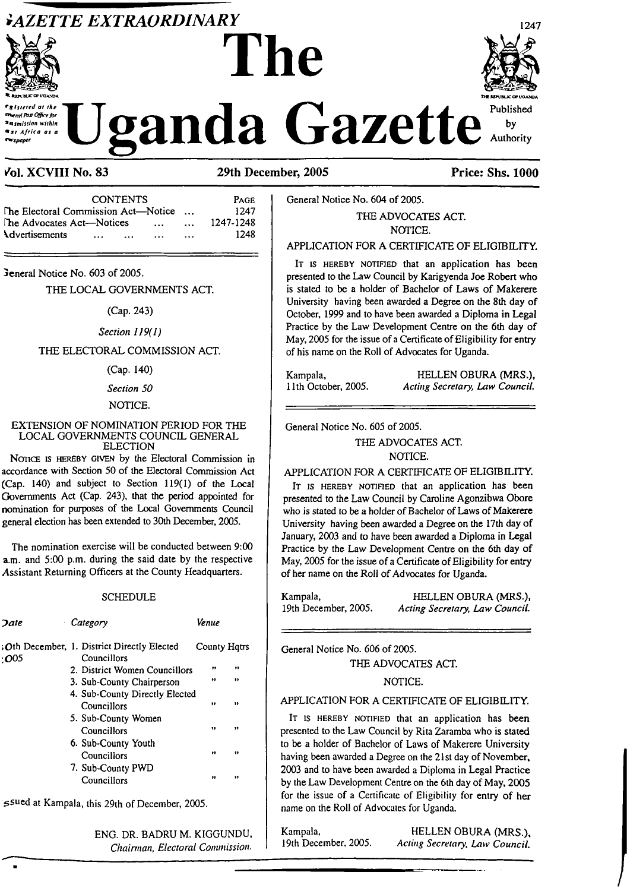# GAZETTE EXTRAORDINARY

# The Uganda Gazette

Registered at the General Post Office for transmission within East Africa as a Newspaper

Published by Authority

**Vol. XCVIII No. 83** | **29th December, 2005** | **Price: Shs. 1000**

| CONTENTS | PAGE |
|---|---|
| The Electoral Commission Act—Notice ... | 1247 |
| The Advocates Act—Notices ... ... | 1247-1248 |
| Advertisements ... ... ... ... | 1248 |

General Notice No. 603 of 2005.

THE LOCAL GOVERNMENTS ACT.

(Cap. 243)

*Section 119(1)*

THE ELECTORAL COMMISSION ACT.

(Cap. 140)

*Section 50*

NOTICE.

EXTENSION OF NOMINATION PERIOD FOR THE LOCAL GOVERNMENTS COUNCIL GENERAL ELECTION

NOTICE IS HEREBY GIVEN by the Electoral Commission in accordance with Section 50 of the Electoral Commission Act (Cap. 140) and subject to Section 119(1) of the Local Governments Act (Cap. 243), that the period appointed for nomination for purposes of the Local Governments Council general election has been extended to 30th December, 2005.

The nomination exercise will be conducted between 9:00 a.m. and 5:00 p.m. during the said date by the respective Assistant Returning Officers at the County Headquarters.

SCHEDULE

| *Date* | *Category* | *Venue* |
|---|---|---|
| 30th December, 2005 | 1. District Directly Elected Councillors | County Hqtrs |
| | 2. District Women Councillors | " " |
| | 3. Sub-County Chairperson | " " |
| | 4. Sub-County Directly Elected Councillors | " " |
| | 5. Sub-County Women Councillors | " " |
| | 6. Sub-County Youth Councillors | " " |
| | 7. Sub-County PWD Councillors | " " |

Issued at Kampala, this 29th of December, 2005.

ENG. DR. BADRU M. KIGGUNDU,
*Chairman, Electoral Commission.*

---

General Notice No. 604 of 2005.

THE ADVOCATES ACT.

NOTICE.

APPLICATION FOR A CERTIFICATE OF ELIGIBILITY.

IT IS HEREBY NOTIFIED that an application has been presented to the Law Council by Karigyenda Joe Robert who is stated to be a holder of Bachelor of Laws of Makerere University having been awarded a Degree on the 8th day of October, 1999 and to have been awarded a Diploma in Legal Practice by the Law Development Centre on the 6th day of May, 2005 for the issue of a Certificate of Eligibility for entry of his name on the Roll of Advocates for Uganda.

Kampala,
11th October, 2005.

HELLEN OBURA (MRS.),
*Acting Secretary, Law Council.*

---

General Notice No. 605 of 2005.

THE ADVOCATES ACT.

NOTICE.

APPLICATION FOR A CERTIFICATE OF ELIGIBILITY.

IT IS HEREBY NOTIFIED that an application has been presented to the Law Council by Caroline Agonzibwa Obore who is stated to be a holder of Bachelor of Laws of Makerere University having been awarded a Degree on the 17th day of January, 2003 and to have been awarded a Diploma in Legal Practice by the Law Development Centre on the 6th day of May, 2005 for the issue of a Certificate of Eligibility for entry of her name on the Roll of Advocates for Uganda.

Kampala,
19th December, 2005.

HELLEN OBURA (MRS.),
*Acting Secretary, Law Council.*

---

General Notice No. 606 of 2005.

THE ADVOCATES ACT.

NOTICE.

APPLICATION FOR A CERTIFICATE OF ELIGIBILITY.

IT IS HEREBY NOTIFIED that an application has been presented to the Law Council by Rita Zaramba who is stated to be a holder of Bachelor of Laws of Makerere University having been awarded a Degree on the 21st day of November, 2003 and to have been awarded a Diploma in Legal Practice by the Law Development Centre on the 6th day of May, 2005 for the issue of a Certificate of Eligibility for entry of her name on the Roll of Advocates for Uganda.

Kampala,
19th December, 2005.

HELLEN OBURA (MRS.),
*Acting Secretary, Law Council.*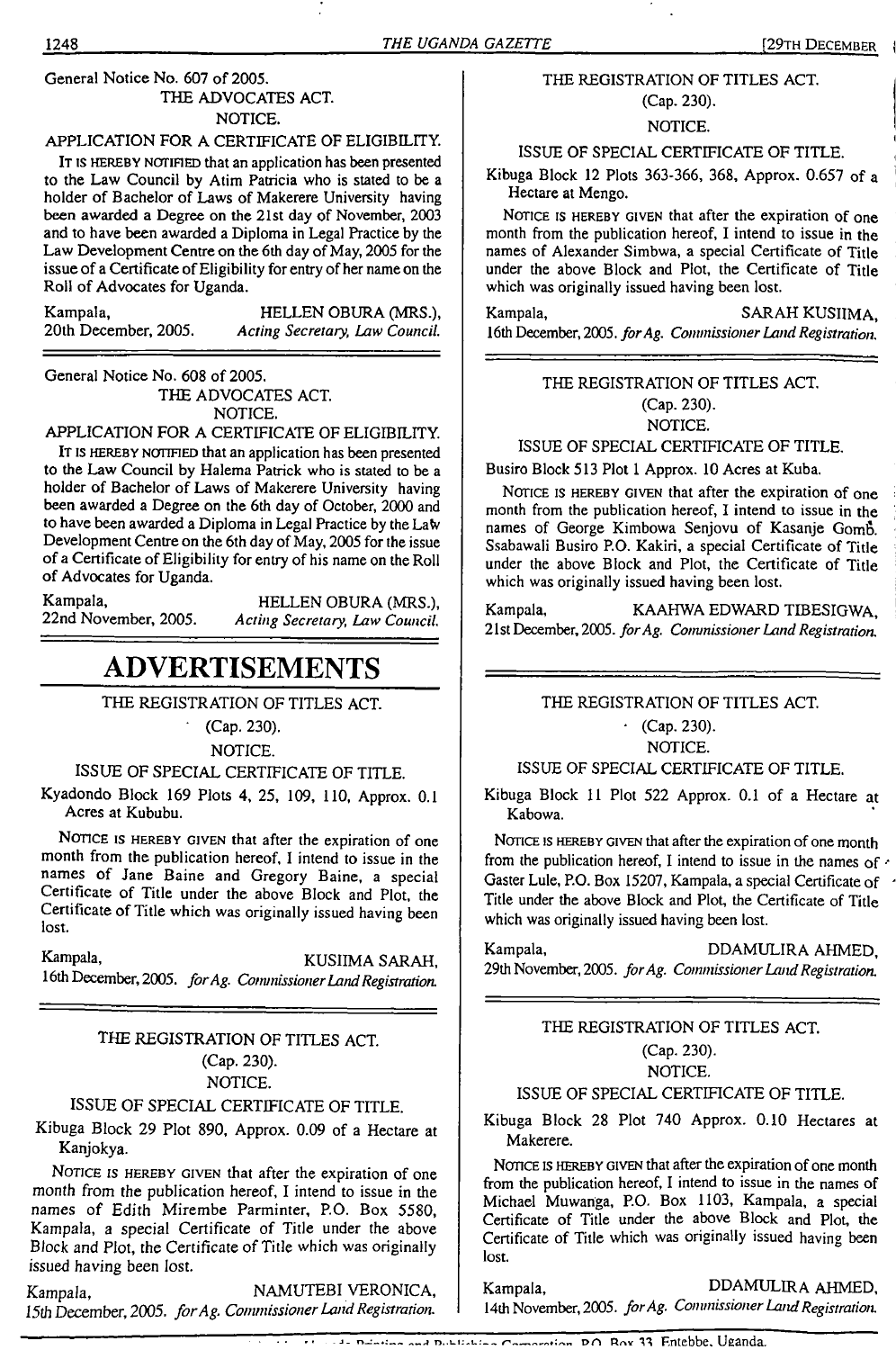General Notice No. 607 of 2005.

THE ADVOCATES ACT.

NOTICE.

APPLICATION FOR A CERTIFICATE OF ELIGIBILITY.

It is hereby notified that an application has been presented to the Law Council by Atim Patricia who is stated to be a holder of Bachelor of Laws of Makerere University having been awarded a Degree on the 21st day of November, 2003 and to have been awarded a Diploma in Legal Practice by the Law Development Centre on the 6th day of May, 2005 for the issue of a Certificate of Eligibility for entry of her name on the Roll of Advocates for Uganda.

Kampala, 20th December, 2005.

HELLEN OBURA (MRS.), *Acting Secretary, Law Council.*

---

General Notice No. 608 of 2005.

THE ADVOCATES ACT.

NOTICE.

APPLICATION FOR A CERTIFICATE OF ELIGIBILITY.

It is hereby notified that an application has been presented to the Law Council by Halema Patrick who is stated to be a holder of Bachelor of Laws of Makerere University having been awarded a Degree on the 6th day of October, 2000 and to have been awarded a Diploma in Legal Practice by the Law Development Centre on the 6th day of May, 2005 for the issue of a Certificate of Eligibility for entry of his name on the Roll of Advocates for Uganda.

Kampala, 22nd November, 2005.

HELLEN OBURA (MRS.), *Acting Secretary, Law Council.*

# ADVERTISEMENTS

THE REGISTRATION OF TITLES ACT.

(Cap. 230).

NOTICE.

ISSUE OF SPECIAL CERTIFICATE OF TITLE.

Kyadondo Block 169 Plots 4, 25, 109, 110, Approx. 0.1 Acres at Kububu.

Notice is hereby given that after the expiration of one month from the publication hereof, I intend to issue in the names of Jane Baine and Gregory Baine, a special Certificate of Title under the above Block and Plot, the Certificate of Title which was originally issued having been lost.

Kampala, 16th December, 2005.

KUSIIMA SARAH, *for Ag. Commissioner Land Registration.*

---

THE REGISTRATION OF TITLES ACT.

(Cap. 230).

NOTICE.

ISSUE OF SPECIAL CERTIFICATE OF TITLE.

Kibuga Block 29 Plot 890, Approx. 0.09 of a Hectare at Kanjokya.

Notice is hereby given that after the expiration of one month from the publication hereof, I intend to issue in the names of Edith Mirembe Parminter, P.O. Box 5580, Kampala, a special Certificate of Title under the above Block and Plot, the Certificate of Title which was originally issued having been lost.

Kampala, 15th December, 2005.

NAMUTEBI VERONICA, *for Ag. Commissioner Land Registration.*

---

THE REGISTRATION OF TITLES ACT.

(Cap. 230).

NOTICE.

ISSUE OF SPECIAL CERTIFICATE OF TITLE.

Kibuga Block 12 Plots 363-366, 368, Approx. 0.657 of a Hectare at Mengo.

Notice is hereby given that after the expiration of one month from the publication hereof, I intend to issue in the names of Alexander Simbwa, a special Certificate of Title under the above Block and Plot, the Certificate of Title which was originally issued having been lost.

Kampala, 16th December, 2005.

SARAH KUSIIMA, *for Ag. Commissioner Land Registration.*

---

THE REGISTRATION OF TITLES ACT.

(Cap. 230).

NOTICE.

ISSUE OF SPECIAL CERTIFICATE OF TITLE.

Busiro Block 513 Plot 1 Approx. 10 Acres at Kuba.

Notice is hereby given that after the expiration of one month from the publication hereof, I intend to issue in the names of George Kimbowa Senjovu of Kasanje Gomb. Ssabawali Busiro P.O. Kakiri, a special Certificate of Title under the above Block and Plot, the Certificate of Title which was originally issued having been lost.

Kampala, 21st December, 2005.

KAAHWA EDWARD TIBESIGWA, *for Ag. Commissioner Land Registration.*

---

THE REGISTRATION OF TITLES ACT.

(Cap. 230).

NOTICE.

ISSUE OF SPECIAL CERTIFICATE OF TITLE.

Kibuga Block 11 Plot 522 Approx. 0.1 of a Hectare at Kabowa.

Notice is hereby given that after the expiration of one month from the publication hereof, I intend to issue in the names of Gaster Lule, P.O. Box 15207, Kampala, a special Certificate of Title under the above Block and Plot, the Certificate of Title which was originally issued having been lost.

Kampala, 29th November, 2005.

DDAMULIRA AHMED, *for Ag. Commissioner Land Registration.*

---

THE REGISTRATION OF TITLES ACT.

(Cap. 230).

NOTICE.

ISSUE OF SPECIAL CERTIFICATE OF TITLE.

Kibuga Block 28 Plot 740 Approx. 0.10 Hectares at Makerere.

Notice is hereby given that after the expiration of one month from the publication hereof, I intend to issue in the names of Michael Muwanga, P.O. Box 1103, Kampala, a special Certificate of Title under the above Block and Plot, the Certificate of Title which was originally issued having been lost.

Kampala, 14th November, 2005.

DDAMULIRA AHMED, *for Ag. Commissioner Land Registration.*